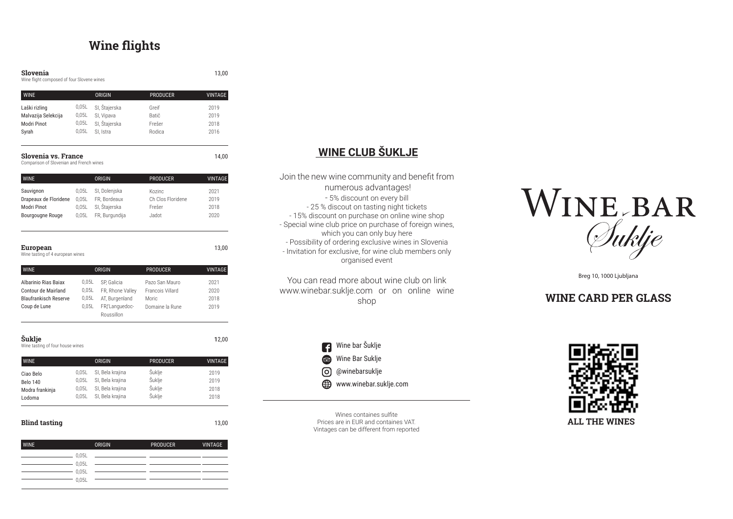# Wine flights

### Slovenia — 13,00

Wine flight composed of four Slovene wines

| WINE | | ORIGIN | PRODUCER | VINTAGE |
|---|---|---|---|---|
| Laški rizling | 0,05L | SI, Štajerska | Greif | 2019 |
| Malvazija Selekcija | 0,05L | SI, Vipava | Batič | 2019 |
| Modri Pinot | 0,05L | SI, Štajerska | Frešer | 2018 |
| Syrah | 0,05L | SI, Istra | Rodica | 2016 |

### Slovenia vs. France — 14,00

Comparison of Slovenian and French wines

| WINE | | ORIGIN | PRODUCER | VINTAGE |
|---|---|---|---|---|
| Sauvignon | 0,05L | SI, Dolenjska | Kozinc | 2021 |
| Drapeaux de Floridene | 0,05L | FR, Bordeaux | Ch Clos Floridene | 2019 |
| Modri Pinot | 0,05L | SI, Štajerska | Frešer | 2018 |
| Bourgougne Rouge | 0,05L | FR, Burgundija | Jadot | 2020 |

### European — 13,00

Wine tasting of 4 european wines

| WINE | | ORIGIN | PRODUCER | VINTAGE |
|---|---|---|---|---|
| Albarinio Rias Baiax | 0,05L | SP, Galicia | Pazo San Mauro | 2021 |
| Contour de Mairland | 0,05L | FR, Rhone Valley | Francois Villard | 2020 |
| Blaufrankisch Reserve | 0,05L | AT, Burgenland | Moric | 2018 |
| Coup de Lune | 0,05L | FR, Languedoc-Roussillon | Domaine la Rune | 2019 |

### Šuklje — 12,00

Wine tasting of four house wines

| WINE | | ORIGIN | PRODUCER | VINTAGE |
|---|---|---|---|---|
| Ciao Belo | 0,05L | SI, Bela krajina | Šuklje | 2019 |
| Belo 140 | 0,05L | SI, Bela krajina | Šuklje | 2019 |
| Modra frankinja | 0,05L | SI, Bela krajina | Šuklje | 2018 |
| Lodoma | 0,05L | SI, Bela krajina | Šuklje | 2018 |

### Blind tasting — 13,00

| WINE | | ORIGIN | PRODUCER | VINTAGE |
|---|---|---|---|---|
| | 0,05L | | | |
| | 0,05L | | | |
| | 0,05L | | | |
| | 0,05L | | | |

## WINE CLUB ŠUKLJE

Join the new wine community and benefit from numerous advantages!

- 5% discount on every bill
- 25 % discout on tasting night tickets
- 15% discount on purchase on online wine shop
- Special wine club price on purchase of foreign wines, which you can only buy here
- Possibility of ordering exclusive wines in Slovenia
- Invitation for exclusive, for wine club members only organised event

You can read more about wine club on link www.winebar.suklje.com or on online wine shop

Wine bar Šuklje
Wine Bar Suklje
@winebarsuklje
www.winebar.suklje.com

Wines containes sulfite
Prices are in EUR and containes VAT.
Vintages can be different from reported

WINE BAR Šuklje

Breg 10, 1000 Ljubljana

## WINE CARD PER GLASS

**ALL THE WINES**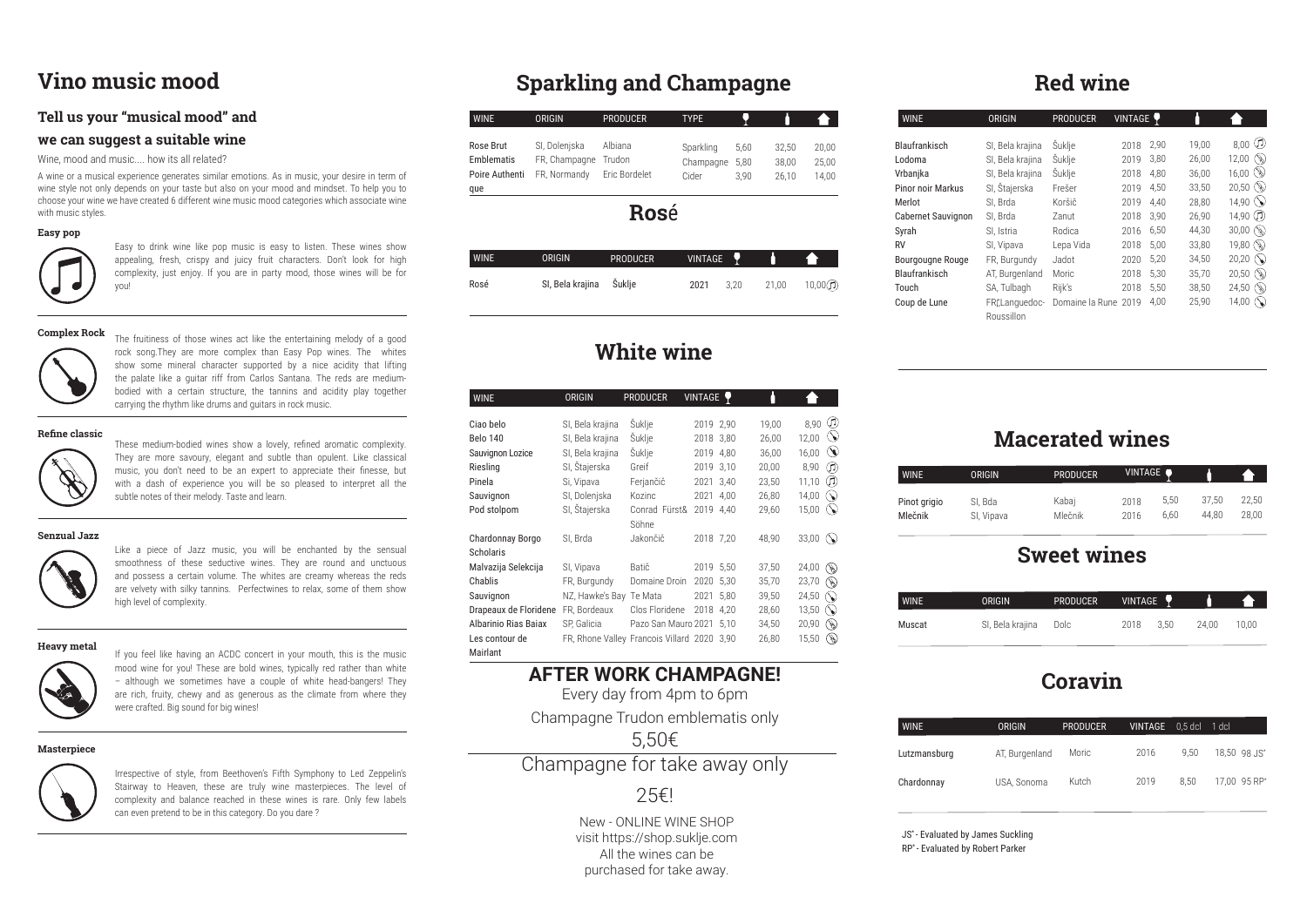# Vino music mood

### Tell us your "musical mood" and we can suggest a suitable wine

Wine, mood and music.... how its all related?

A wine or a musical experience generates similar emotions. As in music, your desire in term of wine style not only depends on your taste but also on your mood and mindset. To help you to choose your wine we have created 6 different wine music mood categories which associate wine with music styles.

**Easy pop**

Easy to drink wine like pop music is easy to listen. These wines show appealing, fresh, crispy and juicy fruit characters. Don't look for high complexity, just enjoy. If you are in party mood, those wines will be for you!

**Complex Rock**

The fruitiness of those wines act like the entertaining melody of a good rock song.They are more complex than Easy Pop wines. The whites show some mineral character supported by a nice acidity that lifting the palate like a guitar riff from Carlos Santana. The reds are medium-bodied with a certain structure, the tannins and acidity play together carrying the rhythm like drums and guitars in rock music.

**Refine classic**

These medium-bodied wines show a lovely, refined aromatic complexity. They are more savoury, elegant and subtle than opulent. Like classical music, you don't need to be an expert to appreciate their finesse, but with a dash of experience you will be so pleased to interpret all the subtle notes of their melody. Taste and learn.

**Senzual Jazz**

Like a piece of Jazz music, you will be enchanted by the sensual smoothness of these seductive wines. They are round and unctuous and possess a certain volume. The whites are creamy whereas the reds are velvety with silky tannins. Perfectwines to relax, some of them show high level of complexity.

**Heavy metal**

If you feel like having an ACDC concert in your mouth, this is the music mood wine for you! These are bold wines, typically red rather than white – although we sometimes have a couple of white head-bangers! They are rich, fruity, chewy and as generous as the climate from where they were crafted. Big sound for big wines!

**Masterpiece**

Irrespective of style, from Beethoven's Fifth Symphony to Led Zeppelin's Stairway to Heaven, these are truly wine masterpieces. The level of complexity and balance reached in these wines is rare. Only few labels can even pretend to be in this category. Do you dare ?

# Sparkling and Champagne

| WINE | ORIGIN | PRODUCER | TYPE | | | |
|---|---|---|---|---|---|---|
| Rose Brut | SI, Dolenjska | Albiana | Sparkling | 5,60 | 32,50 | 20,00 |
| Emblematis | FR, Champagne | Trudon | Champagne | 5,80 | 38,00 | 25,00 |
| Poire Authentique | FR, Normandy | Eric Bordelet | Cider | 3,90 | 26,10 | 14,00 |

# Rosé

| WINE | ORIGIN | PRODUCER | VINTAGE | | | |
|---|---|---|---|---|---|---|
| Rosé | SI, Bela krajina | Šuklje | 2021 | 3,20 | 21,00 | 10,00 |

# White wine

| WINE | ORIGIN | PRODUCER | VINTAGE | | | |
|---|---|---|---|---|---|---|
| Ciao belo | SI, Bela krajina | Šuklje | 2019 | 2,90 | 19,00 | 8,90 |
| Belo 140 | SI, Bela krajina | Šuklje | 2018 | 3,80 | 26,00 | 12,00 |
| Sauvignon Lozice | SI, Bela krajina | Šuklje | 2019 | 4,80 | 36,00 | 16,00 |
| Riesling | SI, Štajerska | Greif | 2019 | 3,10 | 20,00 | 8,90 |
| Pinela | Si, Vipava | Ferjančič | 2021 | 3,40 | 23,50 | 11,10 |
| Sauvignon | SI, Dolenjska | Kozinc | 2021 | 4,00 | 26,80 | 14,00 |
| Pod stolpom | SI, Štajerska | Conrad Fürst& Söhne | 2019 | 4,40 | 29,60 | 15,00 |
| Chardonnay Borgo Scholaris | SI, Brda | Jakončič | 2018 | 7,20 | 48,90 | 33,00 |
| Malvazija Selekcija | SI, Vipava | Batič | 2019 | 5,50 | 37,50 | 24,00 |
| Chablis | FR, Burgundy | Domaine Droin | 2020 | 5,30 | 35,70 | 23,70 |
| Sauvignon | NZ, Hawke's Bay | Te Mata | 2021 | 5,80 | 39,50 | 24,50 |
| Drapeaux de Floridene | FR, Bordeaux | Clos Floridene | 2018 | 4,20 | 28,60 | 13,50 |
| Albarinio Rias Baixas | SP, Galicia | Pazo San Mauro | 2021 | 5,10 | 34,50 | 20,90 |
| Les contour de Mairlant | FR, Rhone Valley | Francois Villard | 2020 | 3,90 | 26,80 | 15,50 |

## AFTER WORK CHAMPAGNE!

Every day from 4pm to 6pm

Champagne Trudon emblematis only

5,50€

Champagne for take away only

25€!

New - ONLINE WINE SHOP
visit https://shop.suklje.com
All the wines can be
purchased for take away.

# Red wine

| WINE | ORIGIN | PRODUCER | VINTAGE | | | |
|---|---|---|---|---|---|---|
| Blaufrankisch | SI, Bela krajina | Šuklje | 2018 | 2,90 | 19,00 | 8,00 |
| Lodoma | SI, Bela krajina | Šuklje | 2019 | 3,80 | 26,00 | 12,00 |
| Vrbanjka | SI, Bela krajina | Šuklje | 2018 | 4,80 | 36,00 | 16,00 |
| Pinor noir Markus | SI, Štajerska | Frešer | 2019 | 4,50 | 33,50 | 20,50 |
| Merlot | SI, Brda | Koršič | 2019 | 4,40 | 28,80 | 14,90 |
| Cabernet Sauvignon | SI, Brda | Zanut | 2018 | 3,90 | 26,90 | 14,90 |
| Syrah | SI, Istria | Rodica | 2016 | 6,50 | 44,30 | 30,00 |
| RV | SI, Vipava | Lepa Vida | 2018 | 5,00 | 33,80 | 19,80 |
| Bourgougne Rouge | FR, Burgundy | Jadot | 2020 | 5,20 | 34,50 | 20,20 |
| Blaufrankisch | AT, Burgenland | Moric | 2018 | 5,30 | 35,70 | 20,50 |
| Touch | SA, Tulbagh | Rijk's | 2018 | 5,50 | 38,50 | 24,50 |
| Coup de Lune | FR, Languedoc-Roussillon | Domaine la Rune | 2019 | 4,00 | 25,90 | 14,00 |

# Macerated wines

| WINE | ORIGIN | PRODUCER | VINTAGE | | | |
|---|---|---|---|---|---|---|
| Pinot grigio | SI, Bda | Kabaj | 2018 | 5,50 | 37,50 | 22,50 |
| Mlečnik | SI, Vipava | Mlečnik | 2016 | 6,60 | 44,80 | 28,00 |

# Sweet wines

| WINE | ORIGIN | PRODUCER | VINTAGE | | | |
|---|---|---|---|---|---|---|
| Muscat | SI, Bela krajina | Dolc | 2018 | 3,50 | 24,00 | 10,00 |

# Coravin

| WINE | ORIGIN | PRODUCER | VINTAGE | 0,5 dcl | 1 dcl | |
|---|---|---|---|---|---|---|
| Lutzmansburg | AT, Burgenland | Moric | 2016 | 9,50 | 18,50 | 98 JS* |
| Chardonnay | USA, Sonoma | Kutch | 2019 | 8,50 | 17,00 | 95 RP* |

JS* - Evaluated by James Suckling
RP* - Evaluated by Robert Parker